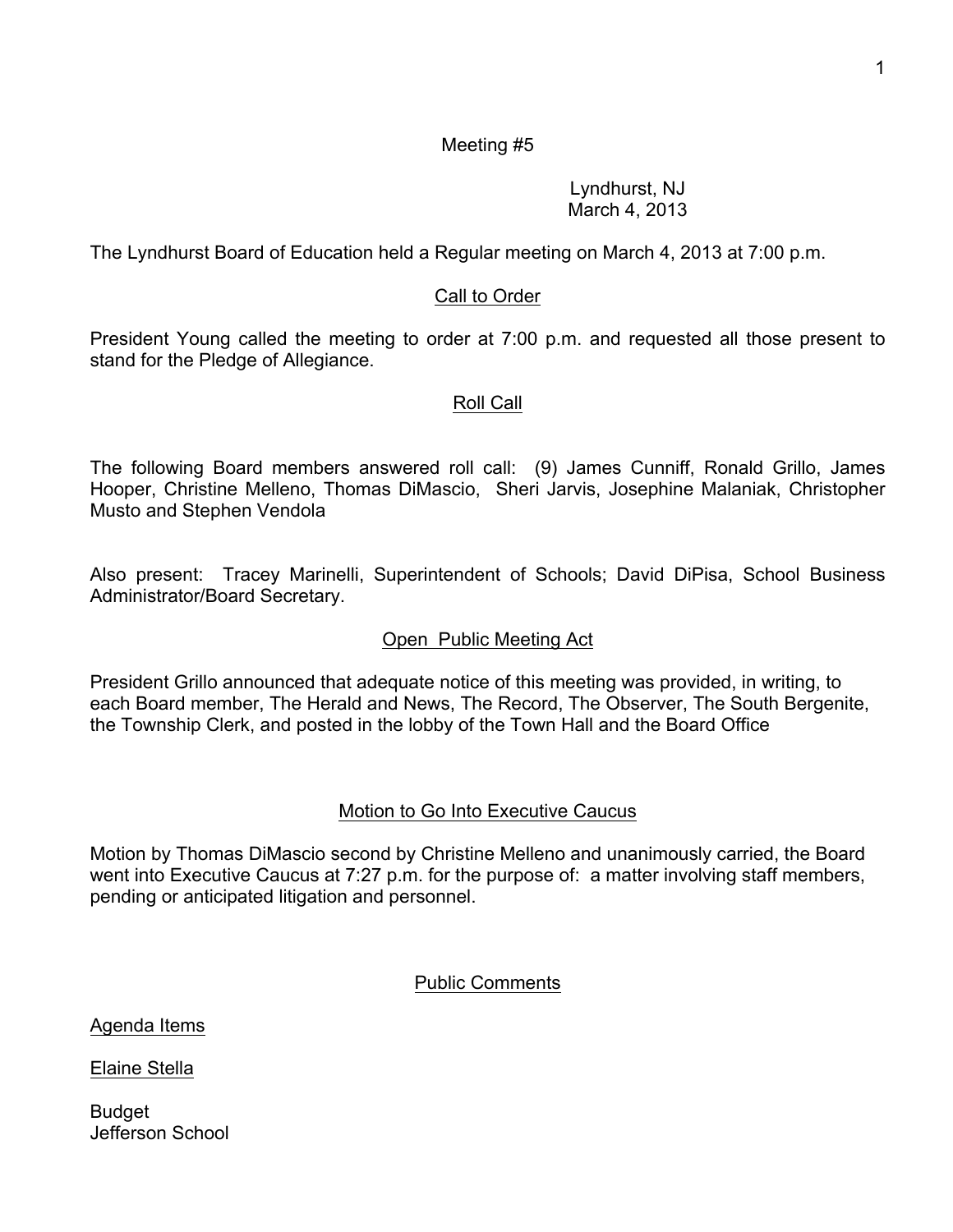Meeting #5

Lyndhurst, NJ
March 4, 2013

The Lyndhurst Board of Education held a Regular meeting on March 4, 2013 at 7:00 p.m.

## Call to Order

President Young called the meeting to order at 7:00 p.m. and requested all those present to stand for the Pledge of Allegiance.

## Roll Call

The following Board members answered roll call: (9) James Cunniff, Ronald Grillo, James Hooper, Christine Melleno, Thomas DiMascio, Sheri Jarvis, Josephine Malaniak, Christopher Musto and Stephen Vendola

Also present: Tracey Marinelli, Superintendent of Schools; David DiPisa, School Business Administrator/Board Secretary.

## Open Public Meeting Act

President Grillo announced that adequate notice of this meeting was provided, in writing, to each Board member, The Herald and News, The Record, The Observer, The South Bergenite, the Township Clerk, and posted in the lobby of the Town Hall and the Board Office

## Motion to Go Into Executive Caucus

Motion by Thomas DiMascio second by Christine Melleno and unanimously carried, the Board went into Executive Caucus at 7:27 p.m. for the purpose of: a matter involving staff members, pending or anticipated litigation and personnel.

## Public Comments

Agenda Items

Elaine Stella

Budget
Jefferson School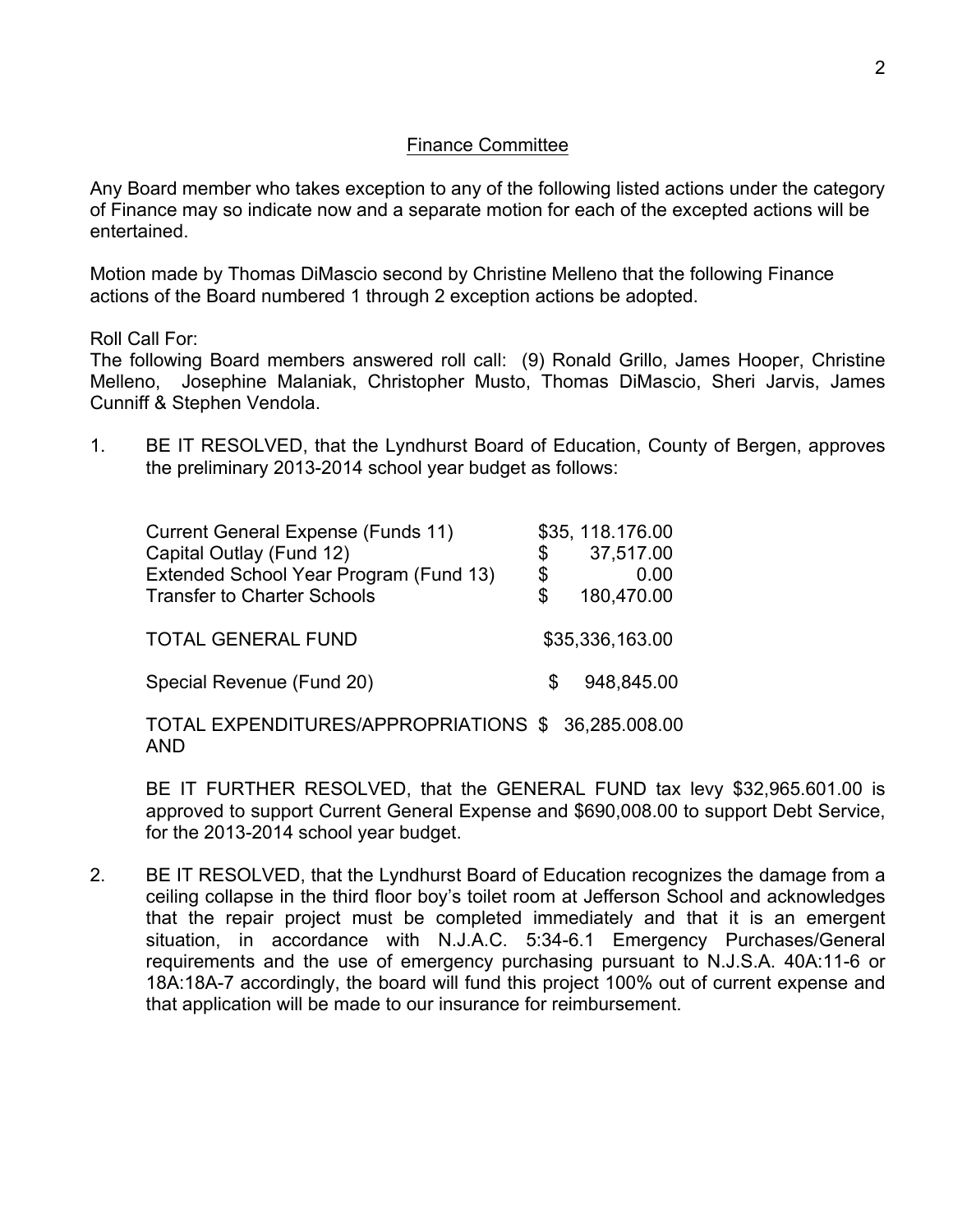## Finance Committee

Any Board member who takes exception to any of the following listed actions under the category of Finance may so indicate now and a separate motion for each of the excepted actions will be entertained.

Motion made by Thomas DiMascio second by Christine Melleno that the following Finance actions of the Board numbered 1 through 2 exception actions be adopted.

Roll Call For:
The following Board members answered roll call: (9) Ronald Grillo, James Hooper, Christine Melleno, Josephine Malaniak, Christopher Musto, Thomas DiMascio, Sheri Jarvis, James Cunniff & Stephen Vendola.

1. BE IT RESOLVED, that the Lyndhurst Board of Education, County of Bergen, approves the preliminary 2013-2014 school year budget as follows:

| | |
|---|---|
| Current General Expense (Funds 11) | $35, 118.176.00 |
| Capital Outlay (Fund 12) | $ 37,517.00 |
| Extended School Year Program (Fund 13) | $ 0.00 |
| Transfer to Charter Schools | $ 180,470.00 |
| TOTAL GENERAL FUND | $35,336,163.00 |
| Special Revenue (Fund 20) | $ 948,845.00 |
| TOTAL EXPENDITURES/APPROPRIATIONS | $ 36,285.008.00 |

AND

BE IT FURTHER RESOLVED, that the GENERAL FUND tax levy $32,965.601.00 is approved to support Current General Expense and $690,008.00 to support Debt Service, for the 2013-2014 school year budget.

2. BE IT RESOLVED, that the Lyndhurst Board of Education recognizes the damage from a ceiling collapse in the third floor boy's toilet room at Jefferson School and acknowledges that the repair project must be completed immediately and that it is an emergent situation, in accordance with N.J.A.C. 5:34-6.1 Emergency Purchases/General requirements and the use of emergency purchasing pursuant to N.J.S.A. 40A:11-6 or 18A:18A-7 accordingly, the board will fund this project 100% out of current expense and that application will be made to our insurance for reimbursement.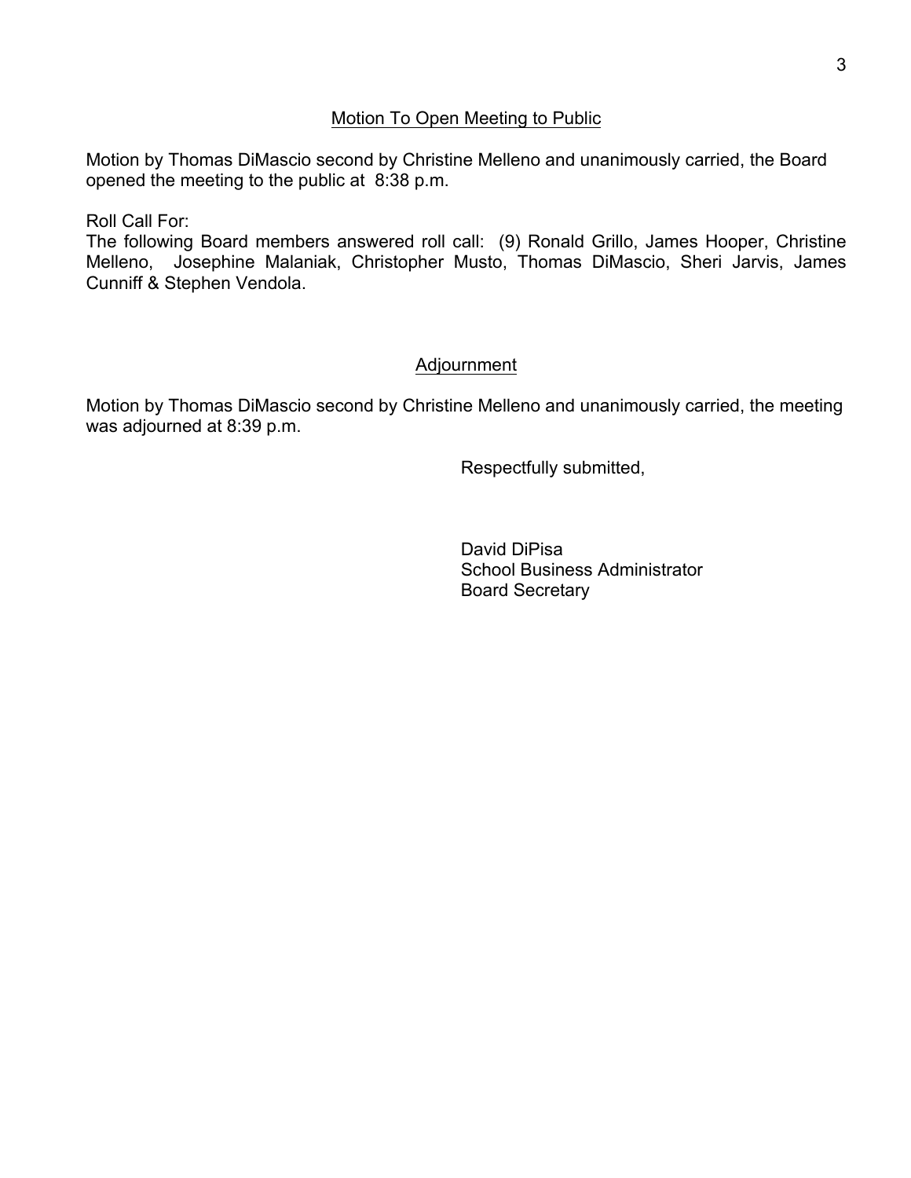## Motion To Open Meeting to Public

Motion by Thomas DiMascio second by Christine Melleno and unanimously carried, the Board opened the meeting to the public at 8:38 p.m.

Roll Call For:
The following Board members answered roll call: (9) Ronald Grillo, James Hooper, Christine Melleno, Josephine Malaniak, Christopher Musto, Thomas DiMascio, Sheri Jarvis, James Cunniff & Stephen Vendola.

## Adjournment

Motion by Thomas DiMascio second by Christine Melleno and unanimously carried, the meeting was adjourned at 8:39 p.m.

Respectfully submitted,

David DiPisa
School Business Administrator
Board Secretary